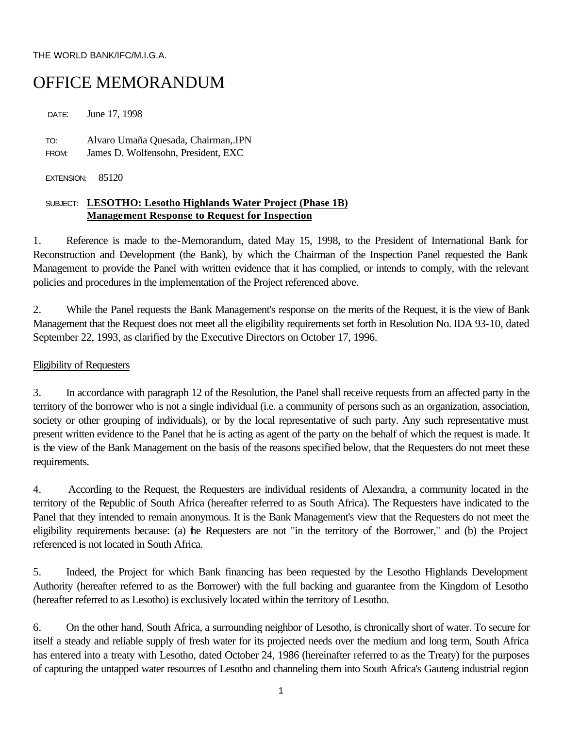THE WORLD BANK/IFC/M.I.G.A.

# OFFICE MEMORANDUM

DATE: June 17, 1998

TO: Alvaro Umaña Quesada, Chairman,.IPN

FROM: James D. Wolfensohn, President, EXC

EXTENSION: 85120

SUBJECT: **LESOTHO: Lesotho Highlands Water Project (Phase 1B) Management Response to Request for Inspection**

1. Reference is made to the-Memorandum, dated May 15, 1998, to the President of International Bank for Reconstruction and Development (the Bank), by which the Chairman of the Inspection Panel requested the Bank Management to provide the Panel with written evidence that it has complied, or intends to comply, with the relevant policies and procedures in the implementation of the Project referenced above.

2. While the Panel requests the Bank Management's response on the merits of the Request, it is the view of Bank Management that the Request does not meet all the eligibility requirements set forth in Resolution No. IDA 93-10, dated September 22, 1993, as clarified by the Executive Directors on October 17, 1996.

## Eligibility of Requesters

3. In accordance with paragraph 12 of the Resolution, the Panel shall receive requests from an affected party in the territory of the borrower who is not a single individual (i.e. a community of persons such as an organization, association, society or other grouping of individuals), or by the local representative of such party. Any such representative must present written evidence to the Panel that he is acting as agent of the party on the behalf of which the request is made. It is the view of the Bank Management on the basis of the reasons specified below, that the Requesters do not meet these requirements.

4. According to the Request, the Requesters are individual residents of Alexandra, a community located in the territory of the Republic of South Africa (hereafter referred to as South Africa). The Requesters have indicated to the Panel that they intended to remain anonymous. It is the Bank Management's view that the Requesters do not meet the eligibility requirements because: (a) the Requesters are not "in the territory of the Borrower," and (b) the Project referenced is not located in South Africa.

5. Indeed, the Project for which Bank financing has been requested by the Lesotho Highlands Development Authority (hereafter referred to as the Borrower) with the full backing and guarantee from the Kingdom of Lesotho (hereafter referred to as Lesotho) is exclusively located within the territory of Lesotho.

6. On the other hand, South Africa, a surrounding neighbor of Lesotho, is chronically short of water. To secure for itself a steady and reliable supply of fresh water for its projected needs over the medium and long term, South Africa has entered into a treaty with Lesotho, dated October 24, 1986 (hereinafter referred to as the Treaty) for the purposes of capturing the untapped water resources of Lesotho and channeling them into South Africa's Gauteng industrial region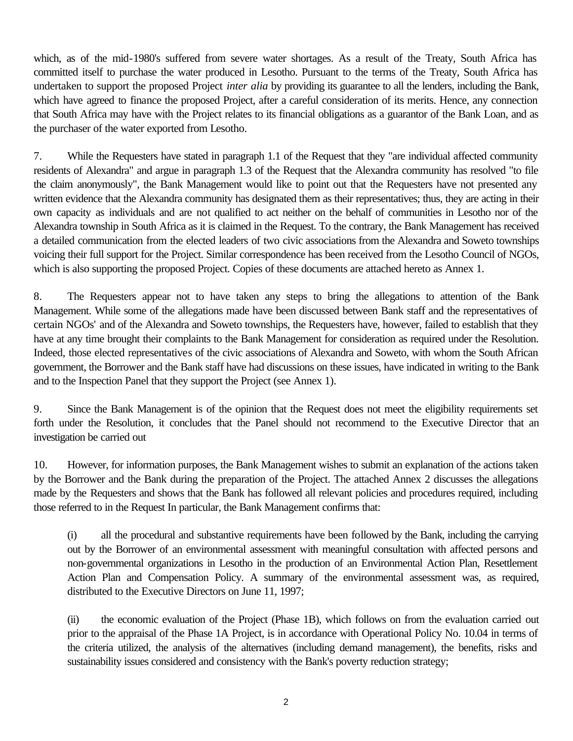which, as of the mid-1980's suffered from severe water shortages. As a result of the Treaty, South Africa has committed itself to purchase the water produced in Lesotho. Pursuant to the terms of the Treaty, South Africa has undertaken to support the proposed Project *inter alia* by providing its guarantee to all the lenders, including the Bank, which have agreed to finance the proposed Project, after a careful consideration of its merits. Hence, any connection that South Africa may have with the Project relates to its financial obligations as a guarantor of the Bank Loan, and as the purchaser of the water exported from Lesotho.

7. While the Requesters have stated in paragraph 1.1 of the Request that they "are individual affected community residents of Alexandra" and argue in paragraph 1.3 of the Request that the Alexandra community has resolved "to file the claim anonymously", the Bank Management would like to point out that the Requesters have not presented any written evidence that the Alexandra community has designated them as their representatives; thus, they are acting in their own capacity as individuals and are not qualified to act neither on the behalf of communities in Lesotho nor of the Alexandra township in South Africa as it is claimed in the Request. To the contrary, the Bank Management has received a detailed communication from the elected leaders of two civic associations from the Alexandra and Soweto townships voicing their full support for the Project. Similar correspondence has been received from the Lesotho Council of NGOs, which is also supporting the proposed Project. Copies of these documents are attached hereto as Annex 1.

8. The Requesters appear not to have taken any steps to bring the allegations to attention of the Bank Management. While some of the allegations made have been discussed between Bank staff and the representatives of certain NGOs' and of the Alexandra and Soweto townships, the Requesters have, however, failed to establish that they have at any time brought their complaints to the Bank Management for consideration as required under the Resolution. Indeed, those elected representatives of the civic associations of Alexandra and Soweto, with whom the South African government, the Borrower and the Bank staff have had discussions on these issues, have indicated in writing to the Bank and to the Inspection Panel that they support the Project (see Annex 1).

9. Since the Bank Management is of the opinion that the Request does not meet the eligibility requirements set forth under the Resolution, it concludes that the Panel should not recommend to the Executive Director that an investigation be carried out

10. However, for information purposes, the Bank Management wishes to submit an explanation of the actions taken by the Borrower and the Bank during the preparation of the Project. The attached Annex 2 discusses the allegations made by the Requesters and shows that the Bank has followed all relevant policies and procedures required, including those referred to in the Request In particular, the Bank Management confirms that:

(i) all the procedural and substantive requirements have been followed by the Bank, including the carrying out by the Borrower of an environmental assessment with meaningful consultation with affected persons and non-governmental organizations in Lesotho in the production of an Environmental Action Plan, Resettlement Action Plan and Compensation Policy. A summary of the environmental assessment was, as required, distributed to the Executive Directors on June 11, 1997;

(ii) the economic evaluation of the Project (Phase 1B), which follows on from the evaluation carried out prior to the appraisal of the Phase 1A Project, is in accordance with Operational Policy No. 10.04 in terms of the criteria utilized, the analysis of the alternatives (including demand management), the benefits, risks and sustainability issues considered and consistency with the Bank's poverty reduction strategy;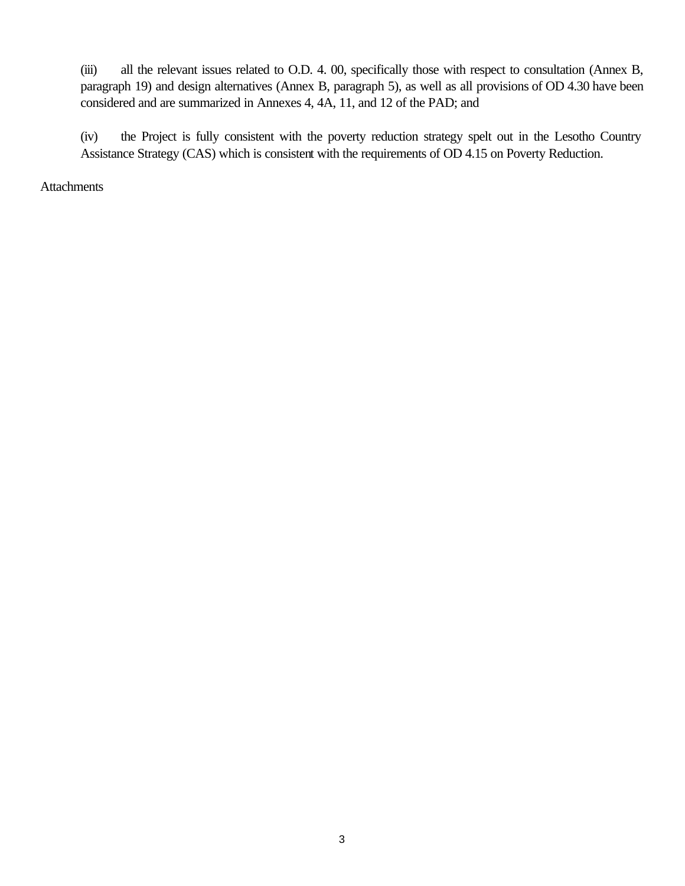(iii) all the relevant issues related to O.D. 4. 00, specifically those with respect to consultation (Annex B, paragraph 19) and design alternatives (Annex B, paragraph 5), as well as all provisions of OD 4.30 have been considered and are summarized in Annexes 4, 4A, 11, and 12 of the PAD; and

(iv) the Project is fully consistent with the poverty reduction strategy spelt out in the Lesotho Country Assistance Strategy (CAS) which is consistent with the requirements of OD 4.15 on Poverty Reduction.

Attachments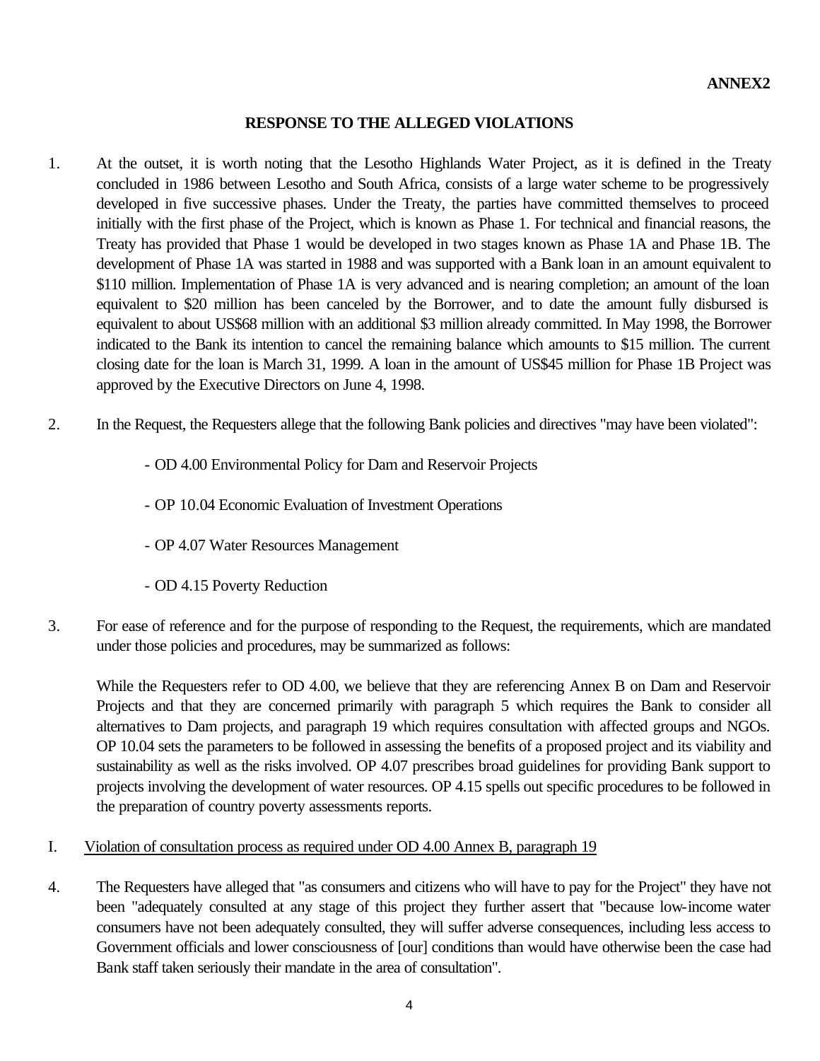**ANNEX2**

## RESPONSE TO THE ALLEGED VIOLATIONS

1. At the outset, it is worth noting that the Lesotho Highlands Water Project, as it is defined in the Treaty concluded in 1986 between Lesotho and South Africa, consists of a large water scheme to be progressively developed in five successive phases. Under the Treaty, the parties have committed themselves to proceed initially with the first phase of the Project, which is known as Phase 1. For technical and financial reasons, the Treaty has provided that Phase 1 would be developed in two stages known as Phase 1A and Phase 1B. The development of Phase 1A was started in 1988 and was supported with a Bank loan in an amount equivalent to $110 million. Implementation of Phase 1A is very advanced and is nearing completion; an amount of the loan equivalent to $20 million has been canceled by the Borrower, and to date the amount fully disbursed is equivalent to about US$68 million with an additional $3 million already committed. In May 1998, the Borrower indicated to the Bank its intention to cancel the remaining balance which amounts to $15 million. The current closing date for the loan is March 31, 1999. A loan in the amount of US$45 million for Phase 1B Project was approved by the Executive Directors on June 4, 1998.

2. In the Request, the Requesters allege that the following Bank policies and directives "may have been violated":

   - OD 4.00 Environmental Policy for Dam and Reservoir Projects
   - OP 10.04 Economic Evaluation of Investment Operations
   - OP 4.07 Water Resources Management
   - OD 4.15 Poverty Reduction

3. For ease of reference and for the purpose of responding to the Request, the requirements, which are mandated under those policies and procedures, may be summarized as follows:

   While the Requesters refer to OD 4.00, we believe that they are referencing Annex B on Dam and Reservoir Projects and that they are concerned primarily with paragraph 5 which requires the Bank to consider all alternatives to Dam projects, and paragraph 19 which requires consultation with affected groups and NGOs. OP 10.04 sets the parameters to be followed in assessing the benefits of a proposed project and its viability and sustainability as well as the risks involved. OP 4.07 prescribes broad guidelines for providing Bank support to projects involving the development of water resources. OP 4.15 spells out specific procedures to be followed in the preparation of country poverty assessments reports.

### I. Violation of consultation process as required under OD 4.00 Annex B, paragraph 19

4. The Requesters have alleged that "as consumers and citizens who will have to pay for the Project" they have not been "adequately consulted at any stage of this project they further assert that "because low-income water consumers have not been adequately consulted, they will suffer adverse consequences, including less access to Government officials and lower consciousness of [our] conditions than would have otherwise been the case had Bank staff taken seriously their mandate in the area of consultation".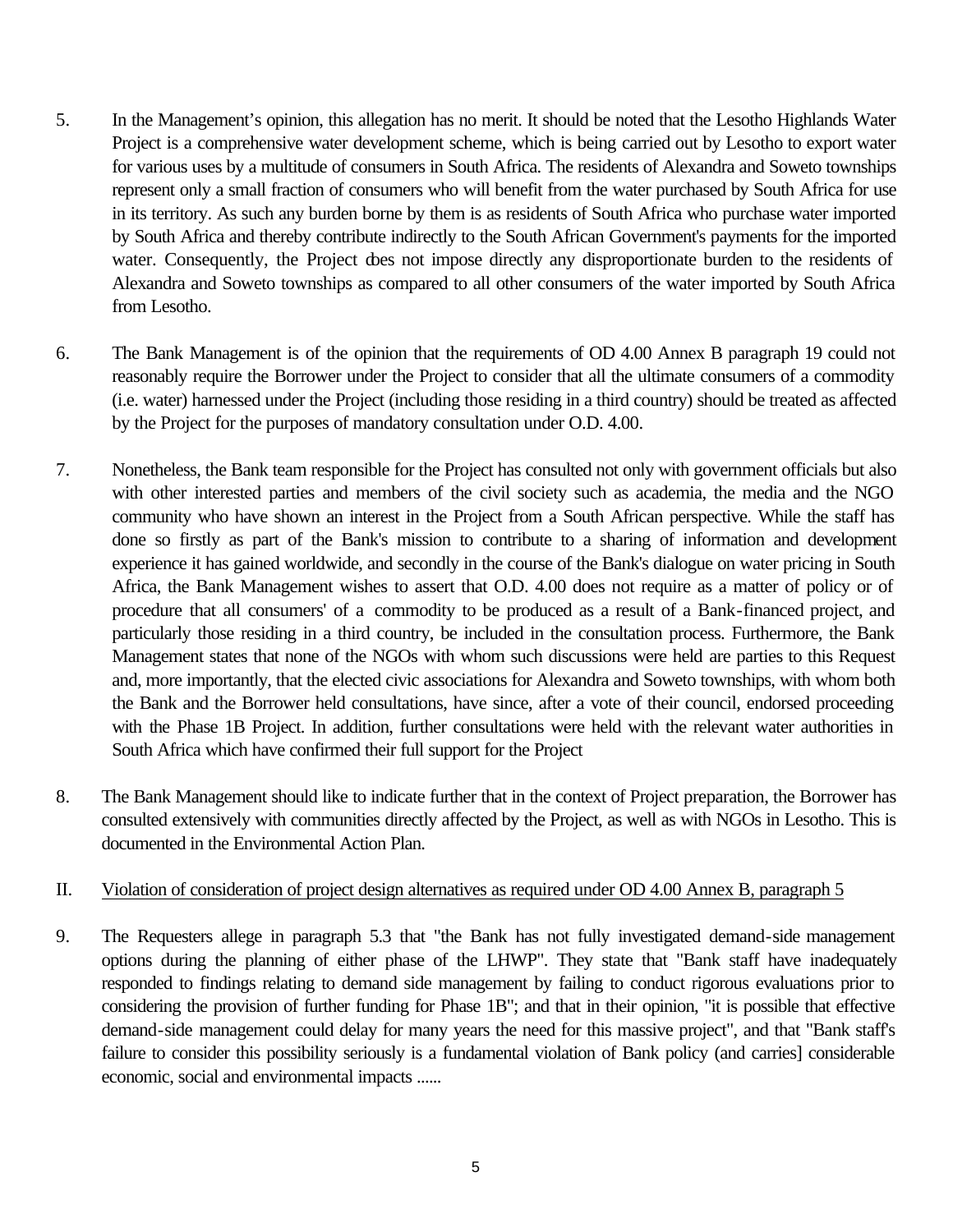5. In the Management's opinion, this allegation has no merit. It should be noted that the Lesotho Highlands Water Project is a comprehensive water development scheme, which is being carried out by Lesotho to export water for various uses by a multitude of consumers in South Africa. The residents of Alexandra and Soweto townships represent only a small fraction of consumers who will benefit from the water purchased by South Africa for use in its territory. As such any burden borne by them is as residents of South Africa who purchase water imported by South Africa and thereby contribute indirectly to the South African Government's payments for the imported water. Consequently, the Project does not impose directly any disproportionate burden to the residents of Alexandra and Soweto townships as compared to all other consumers of the water imported by South Africa from Lesotho.

6. The Bank Management is of the opinion that the requirements of OD 4.00 Annex B paragraph 19 could not reasonably require the Borrower under the Project to consider that all the ultimate consumers of a commodity (i.e. water) harnessed under the Project (including those residing in a third country) should be treated as affected by the Project for the purposes of mandatory consultation under O.D. 4.00.

7. Nonetheless, the Bank team responsible for the Project has consulted not only with government officials but also with other interested parties and members of the civil society such as academia, the media and the NGO community who have shown an interest in the Project from a South African perspective. While the staff has done so firstly as part of the Bank's mission to contribute to a sharing of information and development experience it has gained worldwide, and secondly in the course of the Bank's dialogue on water pricing in South Africa, the Bank Management wishes to assert that O.D. 4.00 does not require as a matter of policy or of procedure that all consumers' of a commodity to be produced as a result of a Bank-financed project, and particularly those residing in a third country, be included in the consultation process. Furthermore, the Bank Management states that none of the NGOs with whom such discussions were held are parties to this Request and, more importantly, that the elected civic associations for Alexandra and Soweto townships, with whom both the Bank and the Borrower held consultations, have since, after a vote of their council, endorsed proceeding with the Phase 1B Project. In addition, further consultations were held with the relevant water authorities in South Africa which have confirmed their full support for the Project

8. The Bank Management should like to indicate further that in the context of Project preparation, the Borrower has consulted extensively with communities directly affected by the Project, as well as with NGOs in Lesotho. This is documented in the Environmental Action Plan.

II. Violation of consideration of project design alternatives as required under OD 4.00 Annex B, paragraph 5

9. The Requesters allege in paragraph 5.3 that "the Bank has not fully investigated demand-side management options during the planning of either phase of the LHWP". They state that "Bank staff have inadequately responded to findings relating to demand side management by failing to conduct rigorous evaluations prior to considering the provision of further funding for Phase 1B"; and that in their opinion, "it is possible that effective demand-side management could delay for many years the need for this massive project", and that "Bank staff's failure to consider this possibility seriously is a fundamental violation of Bank policy (and carries] considerable economic, social and environmental impacts ......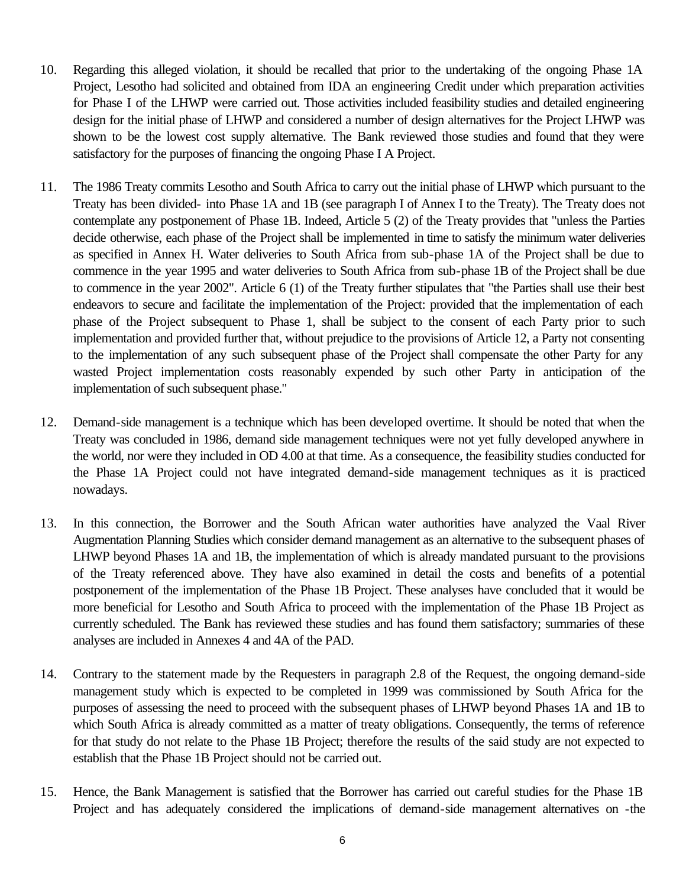10. Regarding this alleged violation, it should be recalled that prior to the undertaking of the ongoing Phase 1A Project, Lesotho had solicited and obtained from IDA an engineering Credit under which preparation activities for Phase I of the LHWP were carried out. Those activities included feasibility studies and detailed engineering design for the initial phase of LHWP and considered a number of design alternatives for the Project LHWP was shown to be the lowest cost supply alternative. The Bank reviewed those studies and found that they were satisfactory for the purposes of financing the ongoing Phase I A Project.

11. The 1986 Treaty commits Lesotho and South Africa to carry out the initial phase of LHWP which pursuant to the Treaty has been divided- into Phase 1A and 1B (see paragraph I of Annex I to the Treaty). The Treaty does not contemplate any postponement of Phase 1B. Indeed, Article 5 (2) of the Treaty provides that "unless the Parties decide otherwise, each phase of the Project shall be implemented in time to satisfy the minimum water deliveries as specified in Annex H. Water deliveries to South Africa from sub-phase 1A of the Project shall be due to commence in the year 1995 and water deliveries to South Africa from sub-phase 1B of the Project shall be due to commence in the year 2002". Article 6 (1) of the Treaty further stipulates that "the Parties shall use their best endeavors to secure and facilitate the implementation of the Project: provided that the implementation of each phase of the Project subsequent to Phase 1, shall be subject to the consent of each Party prior to such implementation and provided further that, without prejudice to the provisions of Article 12, a Party not consenting to the implementation of any such subsequent phase of the Project shall compensate the other Party for any wasted Project implementation costs reasonably expended by such other Party in anticipation of the implementation of such subsequent phase."

12. Demand-side management is a technique which has been developed overtime. It should be noted that when the Treaty was concluded in 1986, demand side management techniques were not yet fully developed anywhere in the world, nor were they included in OD 4.00 at that time. As a consequence, the feasibility studies conducted for the Phase 1A Project could not have integrated demand-side management techniques as it is practiced nowadays.

13. In this connection, the Borrower and the South African water authorities have analyzed the Vaal River Augmentation Planning Studies which consider demand management as an alternative to the subsequent phases of LHWP beyond Phases 1A and 1B, the implementation of which is already mandated pursuant to the provisions of the Treaty referenced above. They have also examined in detail the costs and benefits of a potential postponement of the implementation of the Phase 1B Project. These analyses have concluded that it would be more beneficial for Lesotho and South Africa to proceed with the implementation of the Phase 1B Project as currently scheduled. The Bank has reviewed these studies and has found them satisfactory; summaries of these analyses are included in Annexes 4 and 4A of the PAD.

14. Contrary to the statement made by the Requesters in paragraph 2.8 of the Request, the ongoing demand-side management study which is expected to be completed in 1999 was commissioned by South Africa for the purposes of assessing the need to proceed with the subsequent phases of LHWP beyond Phases 1A and 1B to which South Africa is already committed as a matter of treaty obligations. Consequently, the terms of reference for that study do not relate to the Phase 1B Project; therefore the results of the said study are not expected to establish that the Phase 1B Project should not be carried out.

15. Hence, the Bank Management is satisfied that the Borrower has carried out careful studies for the Phase 1B Project and has adequately considered the implications of demand-side management alternatives on -the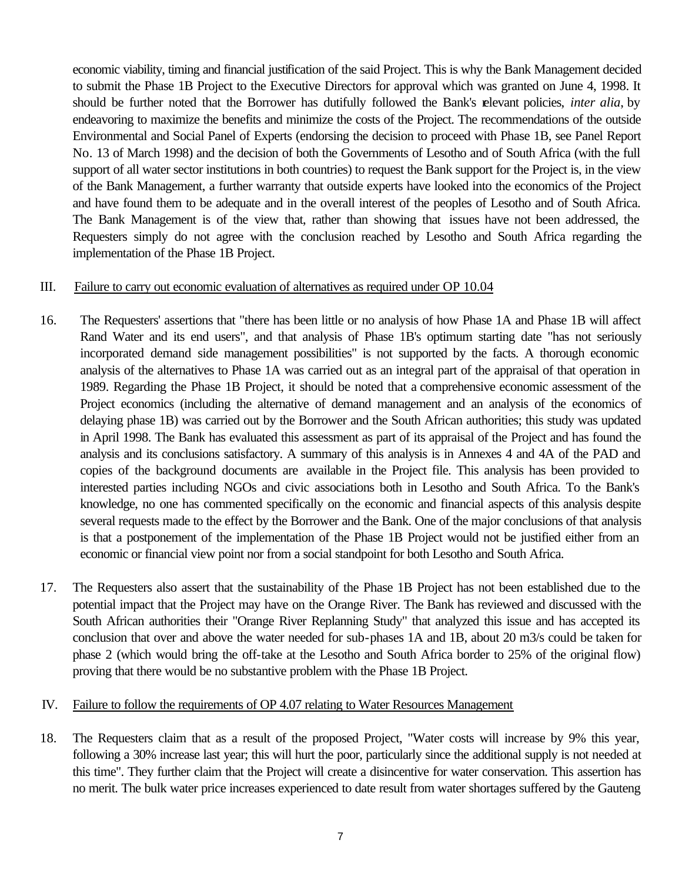economic viability, timing and financial justification of the said Project. This is why the Bank Management decided to submit the Phase 1B Project to the Executive Directors for approval which was granted on June 4, 1998. It should be further noted that the Borrower has dutifully followed the Bank's relevant policies, *inter alia*, by endeavoring to maximize the benefits and minimize the costs of the Project. The recommendations of the outside Environmental and Social Panel of Experts (endorsing the decision to proceed with Phase 1B, see Panel Report No. 13 of March 1998) and the decision of both the Governments of Lesotho and of South Africa (with the full support of all water sector institutions in both countries) to request the Bank support for the Project is, in the view of the Bank Management, a further warranty that outside experts have looked into the economics of the Project and have found them to be adequate and in the overall interest of the peoples of Lesotho and of South Africa. The Bank Management is of the view that, rather than showing that issues have not been addressed, the Requesters simply do not agree with the conclusion reached by Lesotho and South Africa regarding the implementation of the Phase 1B Project.

III. Failure to carry out economic evaluation of alternatives as required under OP 10.04

16. The Requesters' assertions that "there has been little or no analysis of how Phase 1A and Phase 1B will affect Rand Water and its end users", and that analysis of Phase 1B's optimum starting date "has not seriously incorporated demand side management possibilities" is not supported by the facts. A thorough economic analysis of the alternatives to Phase 1A was carried out as an integral part of the appraisal of that operation in 1989. Regarding the Phase 1B Project, it should be noted that a comprehensive economic assessment of the Project economics (including the alternative of demand management and an analysis of the economics of delaying phase 1B) was carried out by the Borrower and the South African authorities; this study was updated in April 1998. The Bank has evaluated this assessment as part of its appraisal of the Project and has found the analysis and its conclusions satisfactory. A summary of this analysis is in Annexes 4 and 4A of the PAD and copies of the background documents are available in the Project file. This analysis has been provided to interested parties including NGOs and civic associations both in Lesotho and South Africa. To the Bank's knowledge, no one has commented specifically on the economic and financial aspects of this analysis despite several requests made to the effect by the Borrower and the Bank. One of the major conclusions of that analysis is that a postponement of the implementation of the Phase 1B Project would not be justified either from an economic or financial view point nor from a social standpoint for both Lesotho and South Africa.

17. The Requesters also assert that the sustainability of the Phase 1B Project has not been established due to the potential impact that the Project may have on the Orange River. The Bank has reviewed and discussed with the South African authorities their "Orange River Replanning Study" that analyzed this issue and has accepted its conclusion that over and above the water needed for sub-phases 1A and 1B, about 20 m3/s could be taken for phase 2 (which would bring the off-take at the Lesotho and South Africa border to 25% of the original flow) proving that there would be no substantive problem with the Phase 1B Project.

IV. Failure to follow the requirements of OP 4.07 relating to Water Resources Management

18. The Requesters claim that as a result of the proposed Project, "Water costs will increase by 9% this year, following a 30% increase last year; this will hurt the poor, particularly since the additional supply is not needed at this time". They further claim that the Project will create a disincentive for water conservation. This assertion has no merit. The bulk water price increases experienced to date result from water shortages suffered by the Gauteng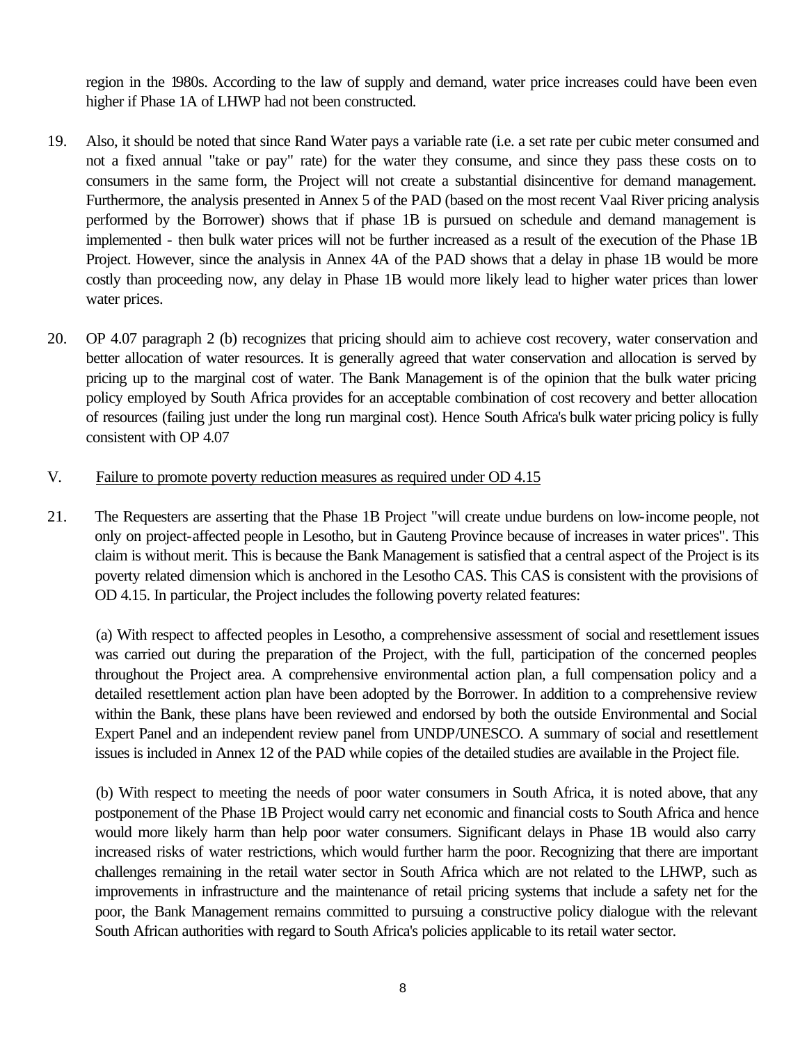region in the 1980s. According to the law of supply and demand, water price increases could have been even higher if Phase 1A of LHWP had not been constructed.

19. Also, it should be noted that since Rand Water pays a variable rate (i.e. a set rate per cubic meter consumed and not a fixed annual "take or pay" rate) for the water they consume, and since they pass these costs on to consumers in the same form, the Project will not create a substantial disincentive for demand management. Furthermore, the analysis presented in Annex 5 of the PAD (based on the most recent Vaal River pricing analysis performed by the Borrower) shows that if phase 1B is pursued on schedule and demand management is implemented - then bulk water prices will not be further increased as a result of the execution of the Phase 1B Project. However, since the analysis in Annex 4A of the PAD shows that a delay in phase 1B would be more costly than proceeding now, any delay in Phase 1B would more likely lead to higher water prices than lower water prices.

20. OP 4.07 paragraph 2 (b) recognizes that pricing should aim to achieve cost recovery, water conservation and better allocation of water resources. It is generally agreed that water conservation and allocation is served by pricing up to the marginal cost of water. The Bank Management is of the opinion that the bulk water pricing policy employed by South Africa provides for an acceptable combination of cost recovery and better allocation of resources (failing just under the long run marginal cost). Hence South Africa's bulk water pricing policy is fully consistent with OP 4.07

## V. <u>Failure to promote poverty reduction measures as required under OD 4.15</u>

21. The Requesters are asserting that the Phase 1B Project "will create undue burdens on low-income people, not only on project-affected people in Lesotho, but in Gauteng Province because of increases in water prices". This claim is without merit. This is because the Bank Management is satisfied that a central aspect of the Project is its poverty related dimension which is anchored in the Lesotho CAS. This CAS is consistent with the provisions of OD 4.15. In particular, the Project includes the following poverty related features:

    (a) With respect to affected peoples in Lesotho, a comprehensive assessment of social and resettlement issues was carried out during the preparation of the Project, with the full, participation of the concerned peoples throughout the Project area. A comprehensive environmental action plan, a full compensation policy and a detailed resettlement action plan have been adopted by the Borrower. In addition to a comprehensive review within the Bank, these plans have been reviewed and endorsed by both the outside Environmental and Social Expert Panel and an independent review panel from UNDP/UNESCO. A summary of social and resettlement issues is included in Annex 12 of the PAD while copies of the detailed studies are available in the Project file.

    (b) With respect to meeting the needs of poor water consumers in South Africa, it is noted above, that any postponement of the Phase 1B Project would carry net economic and financial costs to South Africa and hence would more likely harm than help poor water consumers. Significant delays in Phase 1B would also carry increased risks of water restrictions, which would further harm the poor. Recognizing that there are important challenges remaining in the retail water sector in South Africa which are not related to the LHWP, such as improvements in infrastructure and the maintenance of retail pricing systems that include a safety net for the poor, the Bank Management remains committed to pursuing a constructive policy dialogue with the relevant South African authorities with regard to South Africa's policies applicable to its retail water sector.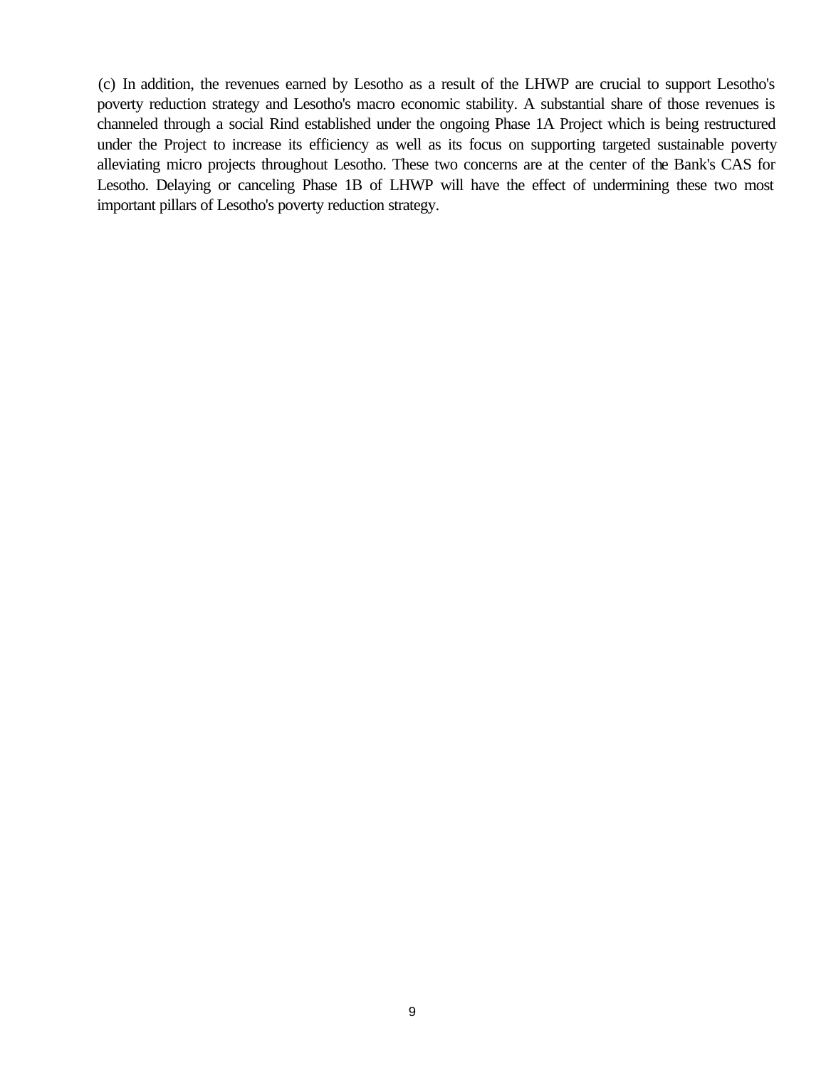(c) In addition, the revenues earned by Lesotho as a result of the LHWP are crucial to support Lesotho's poverty reduction strategy and Lesotho's macro economic stability. A substantial share of those revenues is channeled through a social Rind established under the ongoing Phase 1A Project which is being restructured under the Project to increase its efficiency as well as its focus on supporting targeted sustainable poverty alleviating micro projects throughout Lesotho. These two concerns are at the center of the Bank's CAS for Lesotho. Delaying or canceling Phase 1B of LHWP will have the effect of undermining these two most important pillars of Lesotho's poverty reduction strategy.